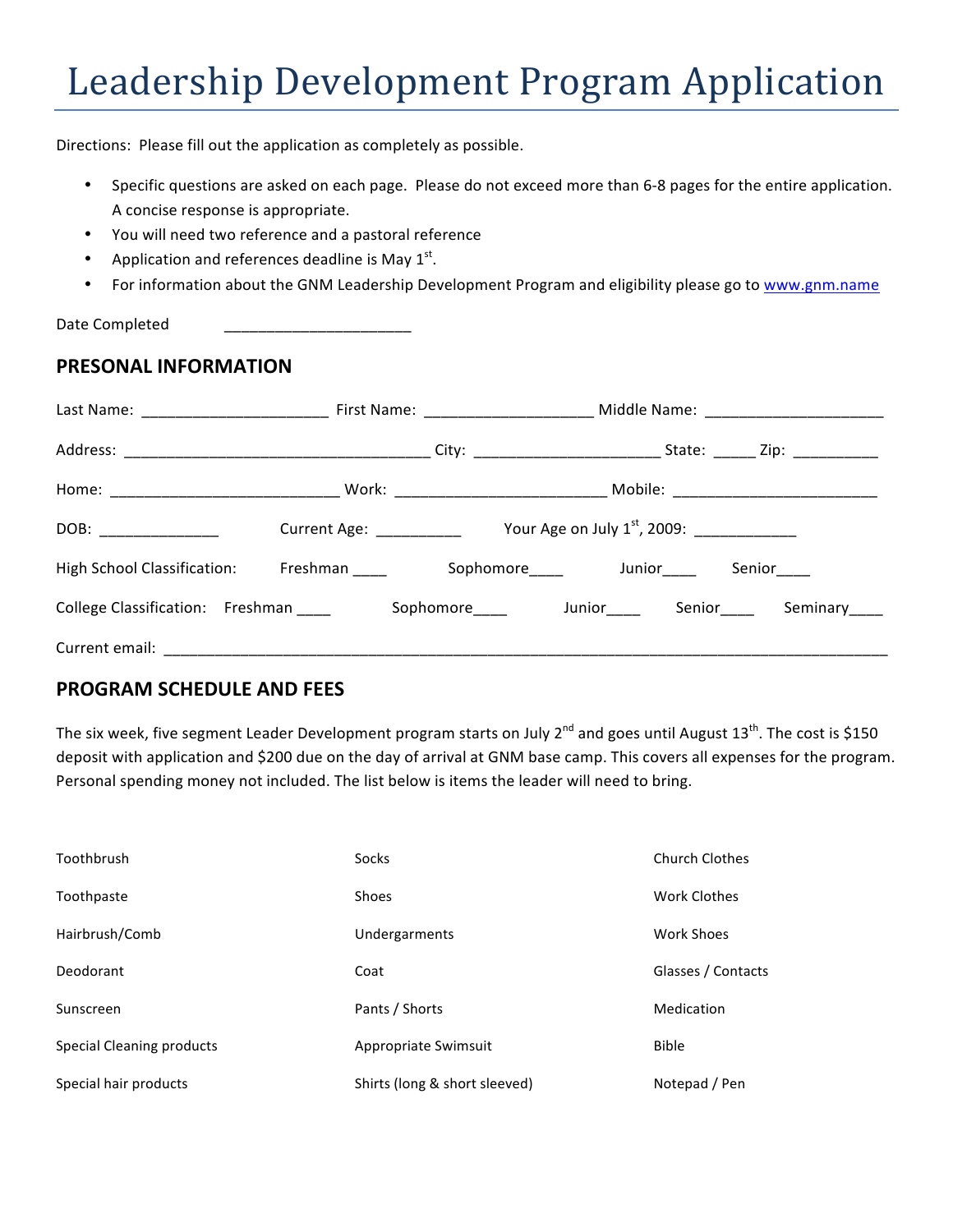# Leadership Development Program Application

Directions: Please fill out the application as completely as possible.

- Specific questions are asked on each page. Please do not exceed more than 6-8 pages for the entire application. A concise response is appropriate.
- You will need two reference and a pastoral reference
- Application and references deadline is May 1st.
- For information about the GNM Leadership Development Program and eligibility please go to [www.gnm.name](http://www.gnm.name)

Date Completed ______________________

## PRESONAL INFORMATION

Last Name: ______________________ First Name: ____________________ Middle Name: _____________________

Address: ____________________________________ City: ______________________ State: _____ Zip: __________

Home: ___________________________ Work: ________________________ Mobile: ________________________

DOB: ______________ Current Age: __________ Your Age on July 1st, 2009: ____________

High School Classification: Freshman ____ Sophomore____ Junior____ Senior____

College Classification: Freshman ____ Sophomore____ Junior____ Senior____ Seminary____

Current email: ____________________________________________________________________________________

## PROGRAM SCHEDULE AND FEES

The six week, five segment Leader Development program starts on July 2nd and goes until August 13th. The cost is $150 deposit with application and $200 due on the day of arrival at GNM base camp. This covers all expenses for the program. Personal spending money not included. The list below is items the leader will need to bring.

| | | |
|---|---|---|
| Toothbrush | Socks | Church Clothes |
| Toothpaste | Shoes | Work Clothes |
| Hairbrush/Comb | Undergarments | Work Shoes |
| Deodorant | Coat | Glasses / Contacts |
| Sunscreen | Pants / Shorts | Medication |
| Special Cleaning products | Appropriate Swimsuit | Bible |
| Special hair products | Shirts (long & short sleeved) | Notepad / Pen |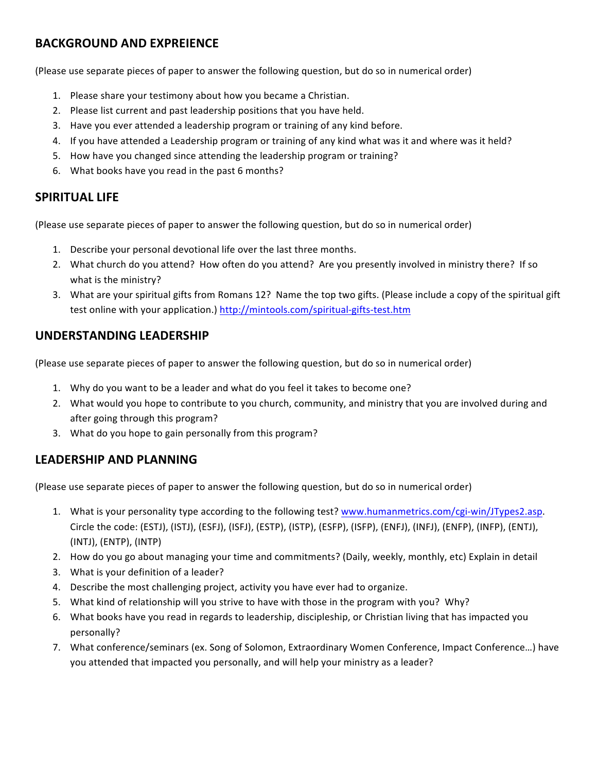## BACKGROUND AND EXPREIENCE

(Please use separate pieces of paper to answer the following question, but do so in numerical order)

1. Please share your testimony about how you became a Christian.
2. Please list current and past leadership positions that you have held.
3. Have you ever attended a leadership program or training of any kind before.
4. If you have attended a Leadership program or training of any kind what was it and where was it held?
5. How have you changed since attending the leadership program or training?
6. What books have you read in the past 6 months?

## SPIRITUAL LIFE

(Please use separate pieces of paper to answer the following question, but do so in numerical order)

1. Describe your personal devotional life over the last three months.
2. What church do you attend? How often do you attend? Are you presently involved in ministry there? If so what is the ministry?
3. What are your spiritual gifts from Romans 12? Name the top two gifts. (Please include a copy of the spiritual gift test online with your application.) http://mintools.com/spiritual-gifts-test.htm

## UNDERSTANDING LEADERSHIP

(Please use separate pieces of paper to answer the following question, but do so in numerical order)

1. Why do you want to be a leader and what do you feel it takes to become one?
2. What would you hope to contribute to you church, community, and ministry that you are involved during and after going through this program?
3. What do you hope to gain personally from this program?

## LEADERSHIP AND PLANNING

(Please use separate pieces of paper to answer the following question, but do so in numerical order)

1. What is your personality type according to the following test? www.humanmetrics.com/cgi-win/JTypes2.asp. Circle the code: (ESTJ), (ISTJ), (ESFJ), (ISFJ), (ESTP), (ISTP), (ESFP), (ISFP), (ENFJ), (INFJ), (ENFP), (INFP), (ENTJ), (INTJ), (ENTP), (INTP)
2. How do you go about managing your time and commitments? (Daily, weekly, monthly, etc) Explain in detail
3. What is your definition of a leader?
4. Describe the most challenging project, activity you have ever had to organize.
5. What kind of relationship will you strive to have with those in the program with you? Why?
6. What books have you read in regards to leadership, discipleship, or Christian living that has impacted you personally?
7. What conference/seminars (ex. Song of Solomon, Extraordinary Women Conference, Impact Conference…) have you attended that impacted you personally, and will help your ministry as a leader?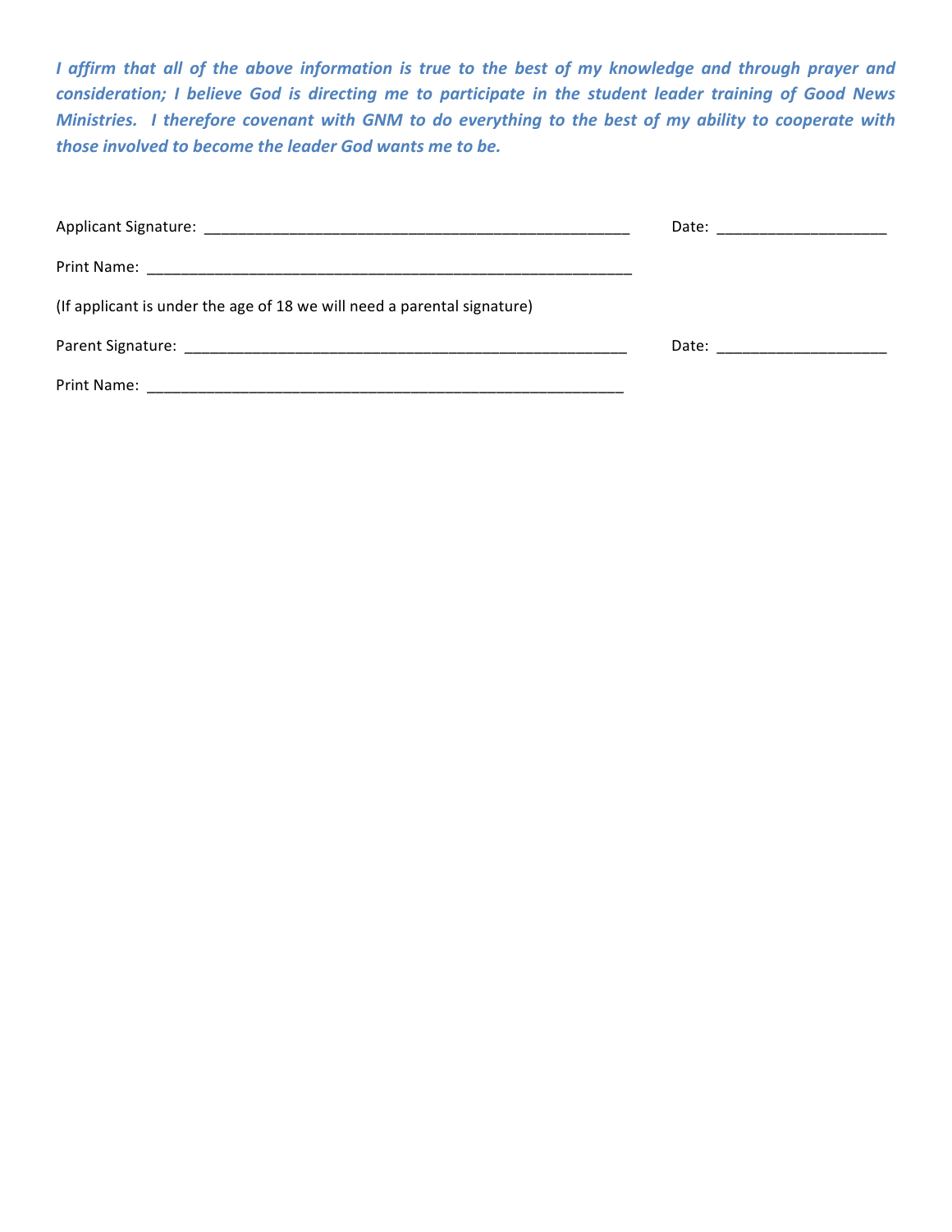***I affirm that all of the above information is true to the best of my knowledge and through prayer and consideration; I believe God is directing me to participate in the student leader training of Good News Ministries. I therefore covenant with GNM to do everything to the best of my ability to cooperate with those involved to become the leader God wants me to be.***

Applicant Signature: ____________________________________________________ Date: ____________________

Print Name: ____________________________________________________________

(If applicant is under the age of 18 we will need a parental signature)

Parent Signature: ______________________________________________________ Date: ____________________

Print Name: ___________________________________________________________